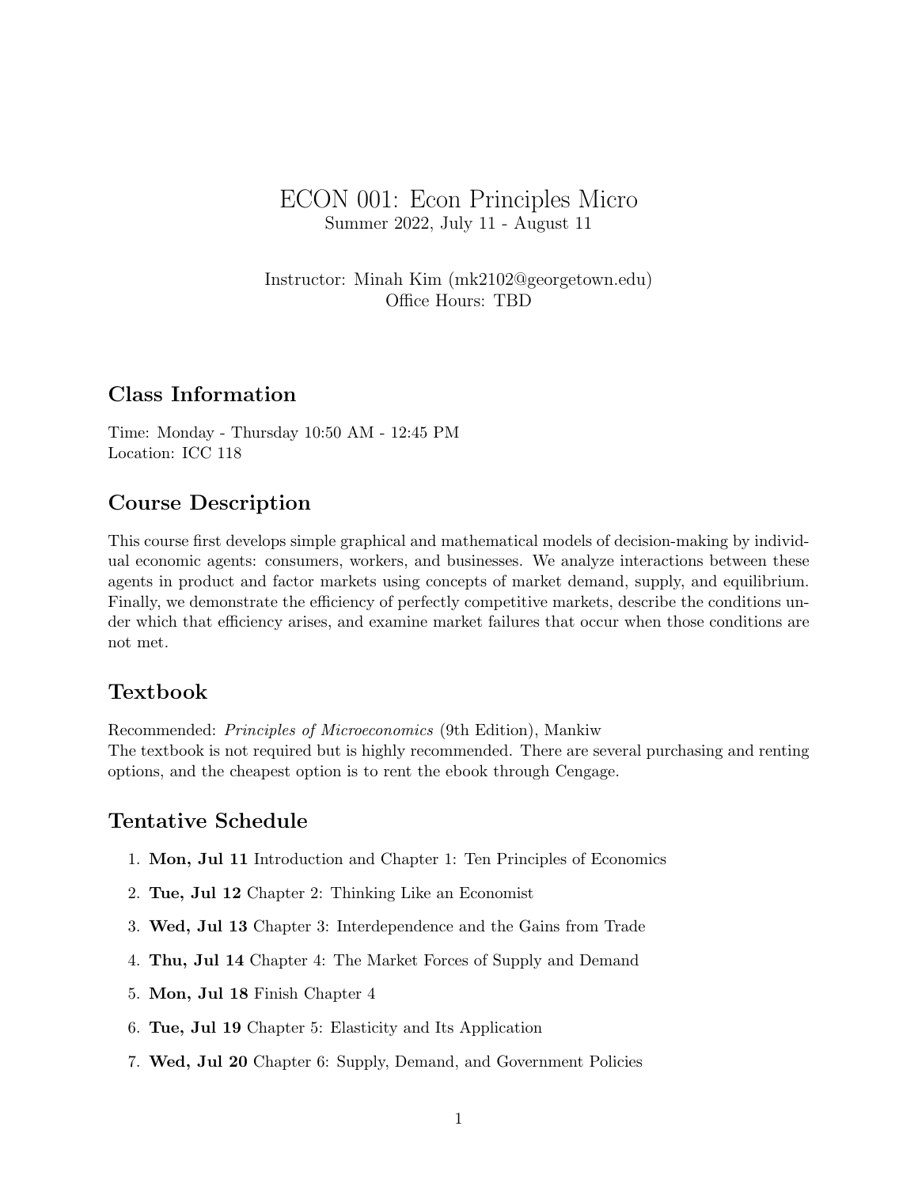# ECON 001: Econ Principles Micro

Summer 2022, July 11 - August 11

Instructor: Minah Kim (mk2102@georgetown.edu)
Office Hours: TBD

## Class Information

Time: Monday - Thursday 10:50 AM - 12:45 PM
Location: ICC 118

## Course Description

This course first develops simple graphical and mathematical models of decision-making by individual economic agents: consumers, workers, and businesses. We analyze interactions between these agents in product and factor markets using concepts of market demand, supply, and equilibrium. Finally, we demonstrate the efficiency of perfectly competitive markets, describe the conditions under which that efficiency arises, and examine market failures that occur when those conditions are not met.

## Textbook

Recommended: *Principles of Microeconomics* (9th Edition), Mankiw
The textbook is not required but is highly recommended. There are several purchasing and renting options, and the cheapest option is to rent the ebook through Cengage.

## Tentative Schedule

1. **Mon, Jul 11** Introduction and Chapter 1: Ten Principles of Economics
2. **Tue, Jul 12** Chapter 2: Thinking Like an Economist
3. **Wed, Jul 13** Chapter 3: Interdependence and the Gains from Trade
4. **Thu, Jul 14** Chapter 4: The Market Forces of Supply and Demand
5. **Mon, Jul 18** Finish Chapter 4
6. **Tue, Jul 19** Chapter 5: Elasticity and Its Application
7. **Wed, Jul 20** Chapter 6: Supply, Demand, and Government Policies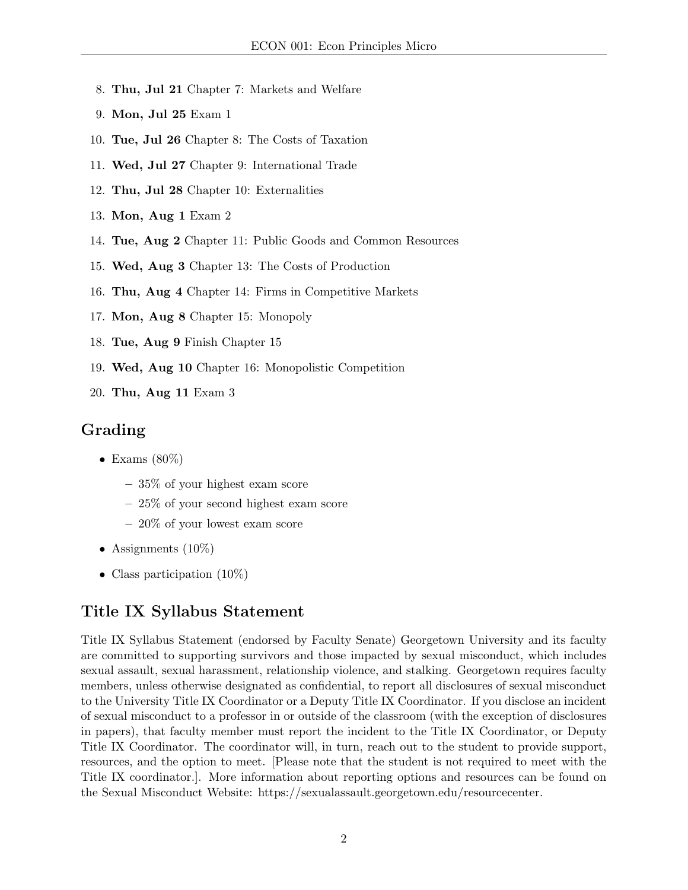8. **Thu, Jul 21** Chapter 7: Markets and Welfare
9. **Mon, Jul 25** Exam 1
10. **Tue, Jul 26** Chapter 8: The Costs of Taxation
11. **Wed, Jul 27** Chapter 9: International Trade
12. **Thu, Jul 28** Chapter 10: Externalities
13. **Mon, Aug 1** Exam 2
14. **Tue, Aug 2** Chapter 11: Public Goods and Common Resources
15. **Wed, Aug 3** Chapter 13: The Costs of Production
16. **Thu, Aug 4** Chapter 14: Firms in Competitive Markets
17. **Mon, Aug 8** Chapter 15: Monopoly
18. **Tue, Aug 9** Finish Chapter 15
19. **Wed, Aug 10** Chapter 16: Monopolistic Competition
20. **Thu, Aug 11** Exam 3

## Grading

- Exams (80%)
  - 35% of your highest exam score
  - 25% of your second highest exam score
  - 20% of your lowest exam score
- Assignments (10%)
- Class participation (10%)

## Title IX Syllabus Statement

Title IX Syllabus Statement (endorsed by Faculty Senate) Georgetown University and its faculty are committed to supporting survivors and those impacted by sexual misconduct, which includes sexual assault, sexual harassment, relationship violence, and stalking. Georgetown requires faculty members, unless otherwise designated as confidential, to report all disclosures of sexual misconduct to the University Title IX Coordinator or a Deputy Title IX Coordinator. If you disclose an incident of sexual misconduct to a professor in or outside of the classroom (with the exception of disclosures in papers), that faculty member must report the incident to the Title IX Coordinator, or Deputy Title IX Coordinator. The coordinator will, in turn, reach out to the student to provide support, resources, and the option to meet. [Please note that the student is not required to meet with the Title IX coordinator.]. More information about reporting options and resources can be found on the Sexual Misconduct Website: https://sexualassault.georgetown.edu/resourcecenter.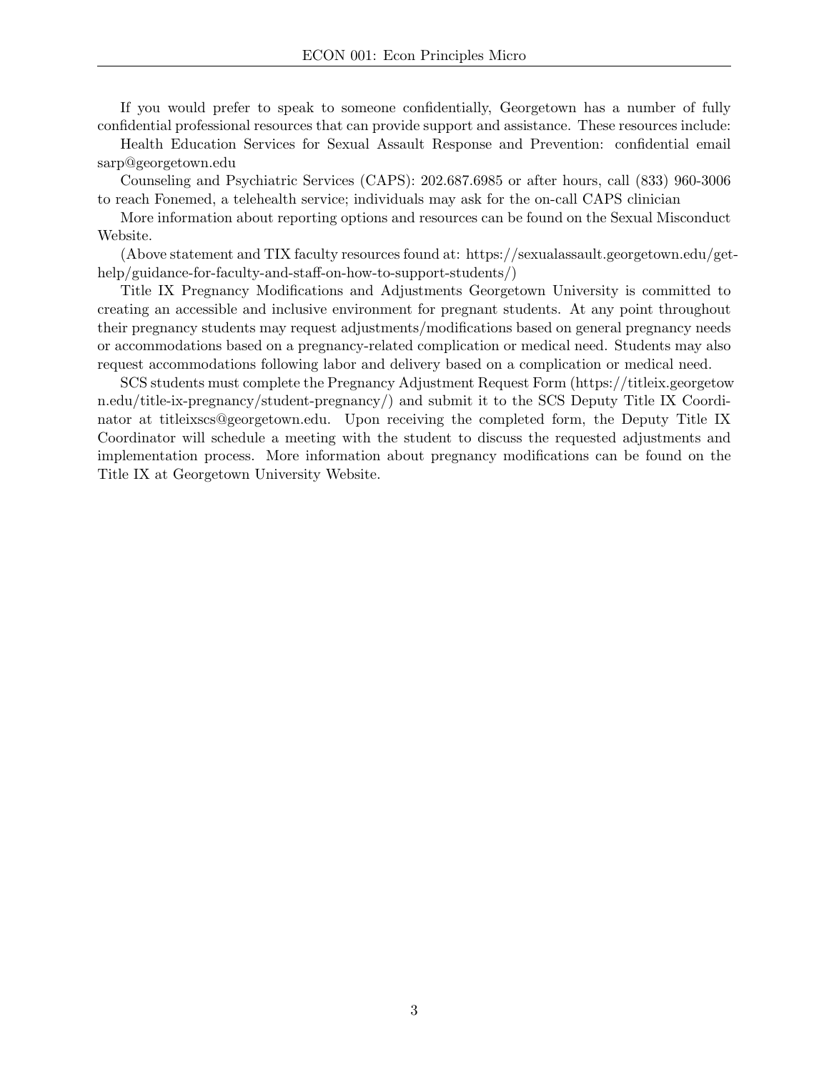If you would prefer to speak to someone confidentially, Georgetown has a number of fully confidential professional resources that can provide support and assistance. These resources include:

Health Education Services for Sexual Assault Response and Prevention: confidential email sarp@georgetown.edu

Counseling and Psychiatric Services (CAPS): 202.687.6985 or after hours, call (833) 960-3006 to reach Fonemed, a telehealth service; individuals may ask for the on-call CAPS clinician

More information about reporting options and resources can be found on the Sexual Misconduct Website.

(Above statement and TIX faculty resources found at: https://sexualassault.georgetown.edu/get-help/guidance-for-faculty-and-staff-on-how-to-support-students/)

Title IX Pregnancy Modifications and Adjustments Georgetown University is committed to creating an accessible and inclusive environment for pregnant students. At any point throughout their pregnancy students may request adjustments/modifications based on general pregnancy needs or accommodations based on a pregnancy-related complication or medical need. Students may also request accommodations following labor and delivery based on a complication or medical need.

SCS students must complete the Pregnancy Adjustment Request Form (https://titleix.georgetown.edu/title-ix-pregnancy/student-pregnancy/) and submit it to the SCS Deputy Title IX Coordinator at titleixscs@georgetown.edu. Upon receiving the completed form, the Deputy Title IX Coordinator will schedule a meeting with the student to discuss the requested adjustments and implementation process. More information about pregnancy modifications can be found on the Title IX at Georgetown University Website.